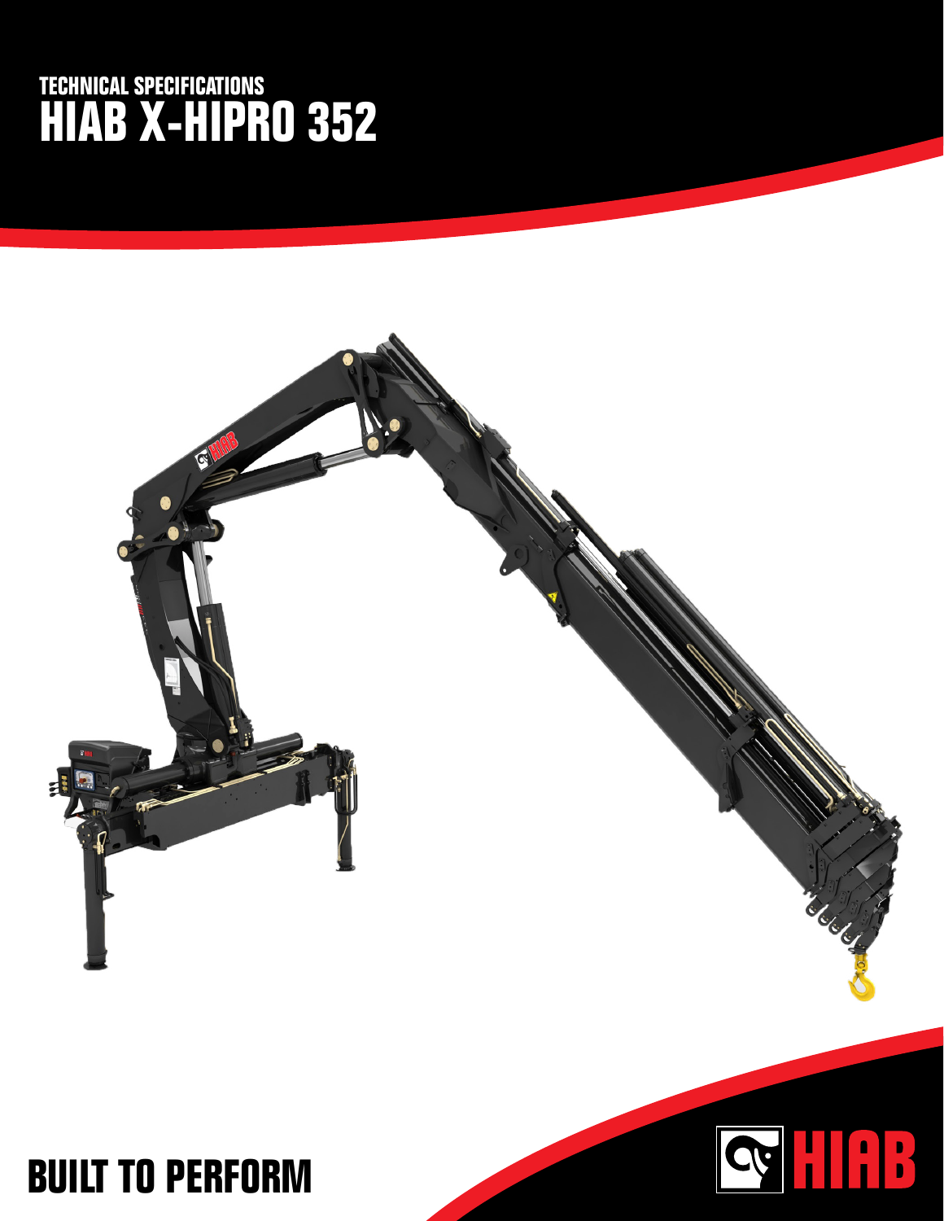TECHNICAL SPECIFICATIONS

# HIAB X-HIPRO 352

BUILT TO PERFORM

HIAB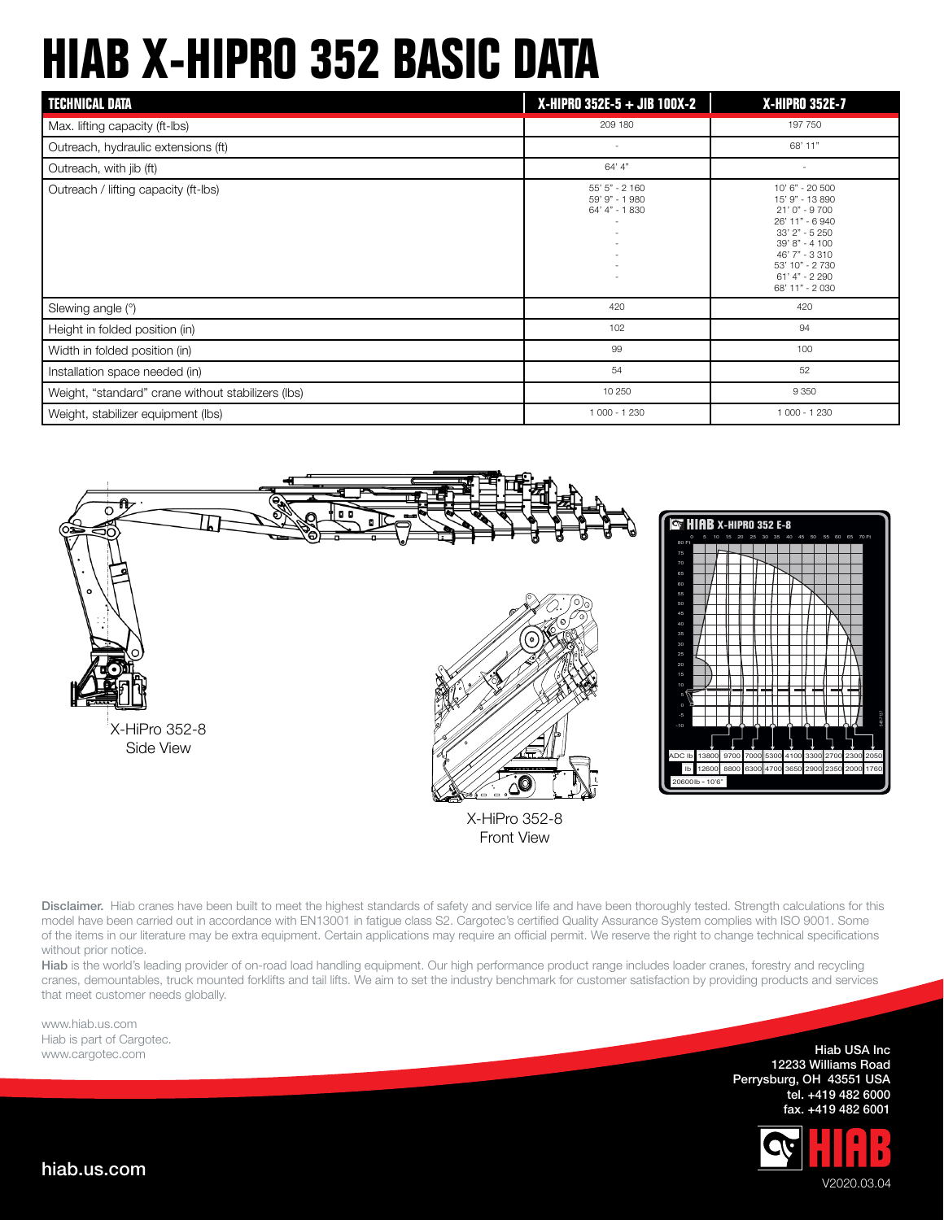# HIAB X-HIPRO 352 BASIC DATA

| TECHNICAL DATA | X-HIPRO 352E-5 + JIB 100X-2 | X-HIPRO 352E-7 |
|---|---|---|
| Max. lifting capacity (ft-lbs) | 209 180 | 197 750 |
| Outreach, hydraulic extensions (ft) | - | 68' 11" |
| Outreach, with jib (ft) | 64' 4" | - |
| Outreach / lifting capacity (ft-lbs) | 55' 5" - 2 160<br>59' 9" - 1 980<br>64' 4" - 1 830<br>-<br>-<br>-<br>-<br>-<br>- | 10' 6" - 20 500<br>15' 9" - 13 890<br>21' 0" - 9 700<br>26' 11" - 6 940<br>33' 2" - 5 250<br>39' 8" - 4 100<br>46' 7" - 3 310<br>53' 10" - 2 730<br>61' 4" - 2 290<br>68' 11" - 2 030 |
| Slewing angle (°) | 420 | 420 |
| Height in folded position (in) | 102 | 94 |
| Width in folded position (in) | 99 | 100 |
| Installation space needed (in) | 54 | 52 |
| Weight, "standard" crane without stabilizers (lbs) | 10 250 | 9 350 |
| Weight, stabilizer equipment (lbs) | 1 000 - 1 230 | 1 000 - 1 230 |

X-HiPro 352-8
Side View

X-HiPro 352-8
Front View

HIAB X-HIPRO 352 E-8

ADC lb 13800 9700 7000 5300 4100 3300 2700 2300 2050

lb 12600 8800 6300 4700 3650 2900 2350 2000 1760

20600lb - 10'6"

**Disclaimer.** Hiab cranes have been built to meet the highest standards of safety and service life and have been thoroughly tested. Strength calculations for this model have been carried out in accordance with EN13001 in fatigue class S2. Cargotec's certified Quality Assurance System complies with ISO 9001. Some of the items in our literature may be extra equipment. Certain applications may require an official permit. We reserve the right to change technical specifications without prior notice.

**Hiab** is the world's leading provider of on-road load handling equipment. Our high performance product range includes loader cranes, forestry and recycling cranes, demountables, truck mounted forklifts and tail lifts. We aim to set the industry benchmark for customer satisfaction by providing products and services that meet customer needs globally.

www.hiab.us.com
Hiab is part of Cargotec.
www.cargotec.com

Hiab USA Inc
12233 Williams Road
Perrysburg, OH 43551 USA
tel. +419 482 6000
fax. +419 482 6001

hiab.us.com

V2020.03.04